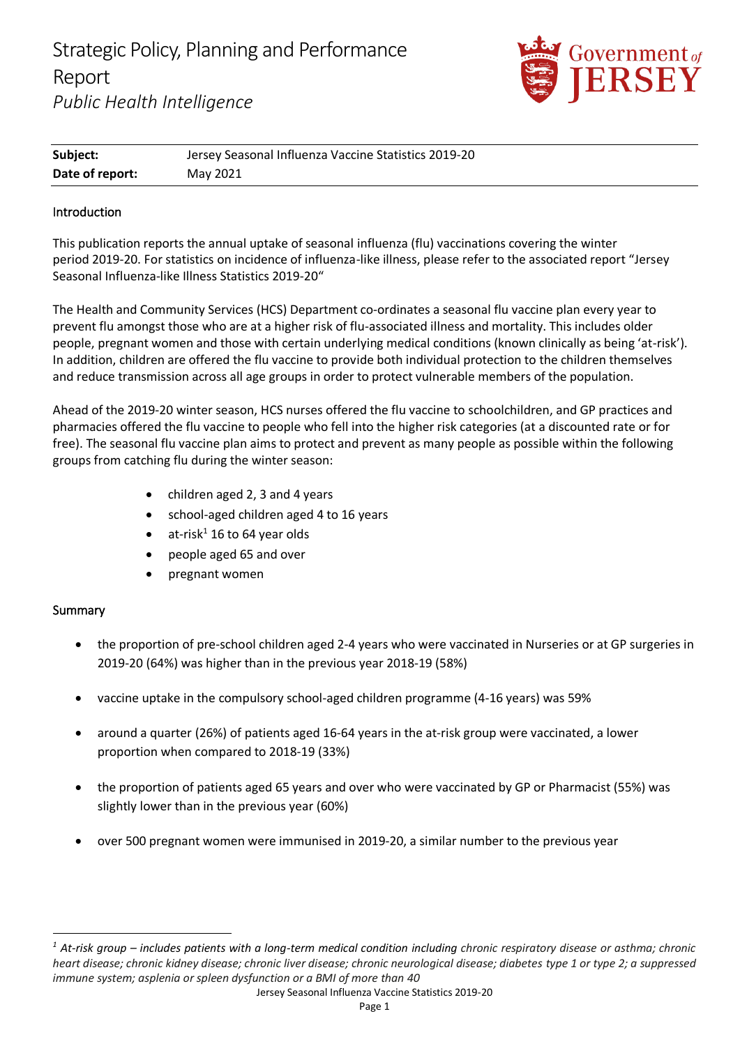# Strategic Policy, Planning and Performance Report

*Public Health Intelligence*

| **Subject:** | Jersey Seasonal Influenza Vaccine Statistics 2019-20 |
|---|---|
| **Date of report:** | May 2021 |

## Introduction

This publication reports the annual uptake of seasonal influenza (flu) vaccinations covering the winter period 2019-20. For statistics on incidence of influenza-like illness, please refer to the associated report "Jersey Seasonal Influenza-like Illness Statistics 2019-20"

The Health and Community Services (HCS) Department co-ordinates a seasonal flu vaccine plan every year to prevent flu amongst those who are at a higher risk of flu-associated illness and mortality. This includes older people, pregnant women and those with certain underlying medical conditions (known clinically as being 'at-risk'). In addition, children are offered the flu vaccine to provide both individual protection to the children themselves and reduce transmission across all age groups in order to protect vulnerable members of the population.

Ahead of the 2019-20 winter season, HCS nurses offered the flu vaccine to schoolchildren, and GP practices and pharmacies offered the flu vaccine to people who fell into the higher risk categories (at a discounted rate or for free). The seasonal flu vaccine plan aims to protect and prevent as many people as possible within the following groups from catching flu during the winter season:

- children aged 2, 3 and 4 years
- school-aged children aged 4 to 16 years
- at-risk[1] 16 to 64 year olds
- people aged 65 and over
- pregnant women

## Summary

- the proportion of pre-school children aged 2-4 years who were vaccinated in Nurseries or at GP surgeries in 2019-20 (64%) was higher than in the previous year 2018-19 (58%)
- vaccine uptake in the compulsory school-aged children programme (4-16 years) was 59%
- around a quarter (26%) of patients aged 16-64 years in the at-risk group were vaccinated, a lower proportion when compared to 2018-19 (33%)
- the proportion of patients aged 65 years and over who were vaccinated by GP or Pharmacist (55%) was slightly lower than in the previous year (60%)
- over 500 pregnant women were immunised in 2019-20, a similar number to the previous year

---

*[1] At-risk group – includes patients with a long-term medical condition including chronic respiratory disease or asthma; chronic heart disease; chronic kidney disease; chronic liver disease; chronic neurological disease; diabetes type 1 or type 2; a suppressed immune system; asplenia or spleen dysfunction or a BMI of more than 40*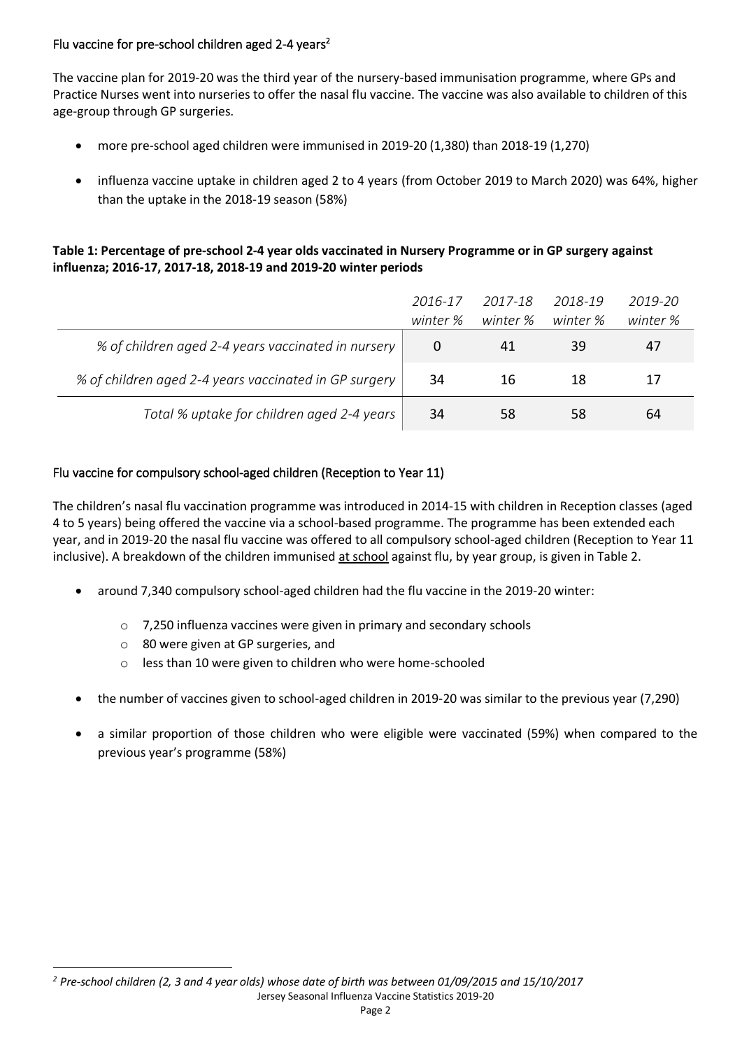## Flu vaccine for pre-school children aged 2-4 years[2]

The vaccine plan for 2019-20 was the third year of the nursery-based immunisation programme, where GPs and Practice Nurses went into nurseries to offer the nasal flu vaccine. The vaccine was also available to children of this age-group through GP surgeries.

- more pre-school aged children were immunised in 2019-20 (1,380) than 2018-19 (1,270)
- influenza vaccine uptake in children aged 2 to 4 years (from October 2019 to March 2020) was 64%, higher than the uptake in the 2018-19 season (58%)

**Table 1: Percentage of pre-school 2-4 year olds vaccinated in Nursery Programme or in GP surgery against influenza; 2016-17, 2017-18, 2018-19 and 2019-20 winter periods**

| | *2016-17 winter %* | *2017-18 winter %* | *2018-19 winter %* | *2019-20 winter %* |
|---|---|---|---|---|
| *% of children aged 2-4 years vaccinated in nursery* | 0 | 41 | 39 | 47 |
| *% of children aged 2-4 years vaccinated in GP surgery* | 34 | 16 | 18 | 17 |
| *Total % uptake for children aged 2-4 years* | 34 | 58 | 58 | 64 |

## Flu vaccine for compulsory school-aged children (Reception to Year 11)

The children's nasal flu vaccination programme was introduced in 2014-15 with children in Reception classes (aged 4 to 5 years) being offered the vaccine via a school-based programme. The programme has been extended each year, and in 2019-20 the nasal flu vaccine was offered to all compulsory school-aged children (Reception to Year 11 inclusive). A breakdown of the children immunised at school against flu, by year group, is given in Table 2.

- around 7,340 compulsory school-aged children had the flu vaccine in the 2019-20 winter:
  - 7,250 influenza vaccines were given in primary and secondary schools
  - 80 were given at GP surgeries, and
  - less than 10 were given to children who were home-schooled
- the number of vaccines given to school-aged children in 2019-20 was similar to the previous year (7,290)
- a similar proportion of those children who were eligible were vaccinated (59%) when compared to the previous year's programme (58%)

[2] *Pre-school children (2, 3 and 4 year olds) whose date of birth was between 01/09/2015 and 15/10/2017*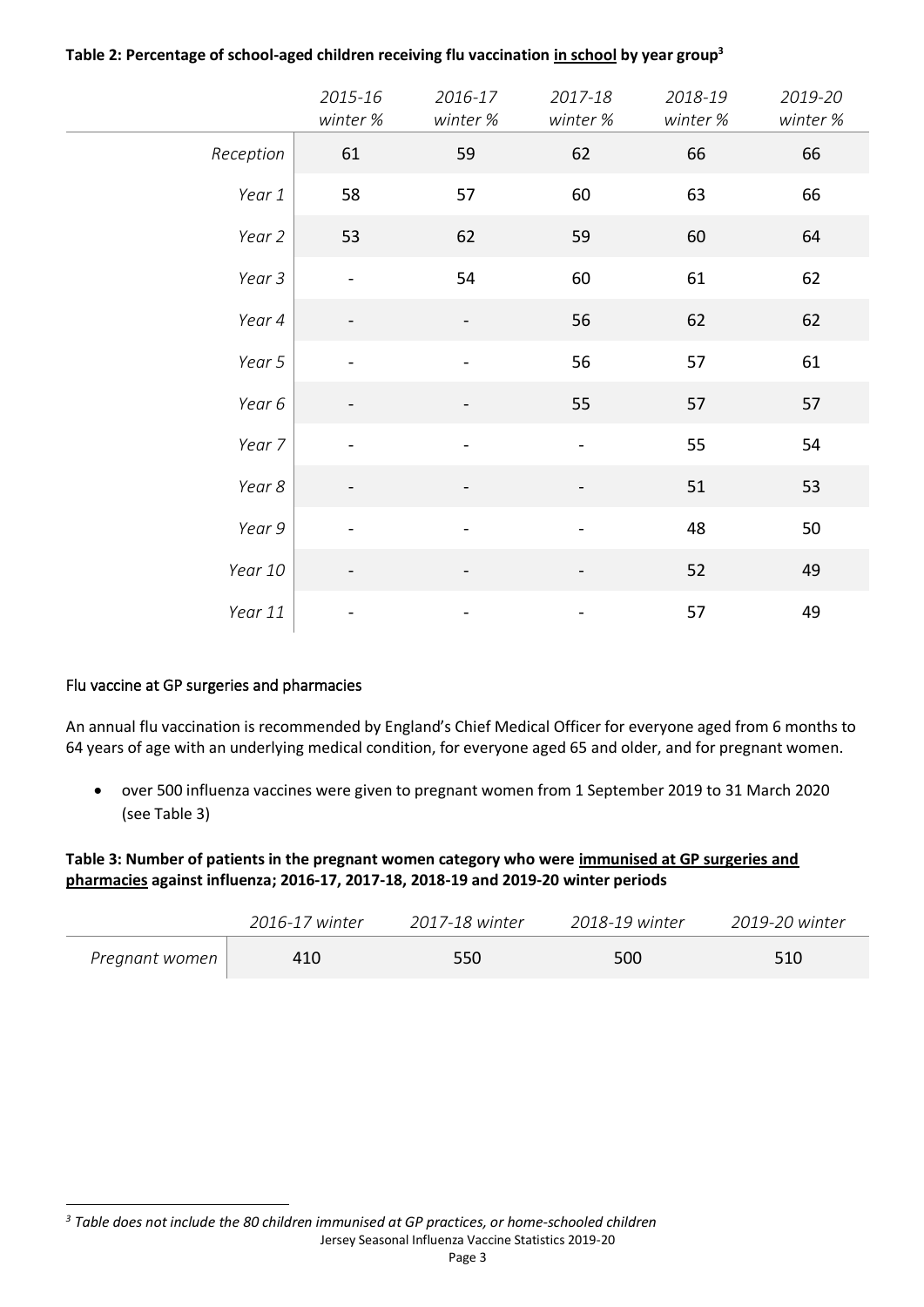**Table 2: Percentage of school-aged children receiving flu vaccination <u>in school</u> by year group[3]**

| | *2015-16 winter %* | *2016-17 winter %* | *2017-18 winter %* | *2018-19 winter %* | *2019-20 winter %* |
|---|---|---|---|---|---|
| *Reception* | 61 | 59 | 62 | 66 | 66 |
| *Year 1* | 58 | 57 | 60 | 63 | 66 |
| *Year 2* | 53 | 62 | 59 | 60 | 64 |
| *Year 3* | - | 54 | 60 | 61 | 62 |
| *Year 4* | - | - | 56 | 62 | 62 |
| *Year 5* | - | - | 56 | 57 | 61 |
| *Year 6* | - | - | 55 | 57 | 57 |
| *Year 7* | - | - | - | 55 | 54 |
| *Year 8* | - | - | - | 51 | 53 |
| *Year 9* | - | - | - | 48 | 50 |
| *Year 10* | - | - | - | 52 | 49 |
| *Year 11* | - | - | - | 57 | 49 |

## Flu vaccine at GP surgeries and pharmacies

An annual flu vaccination is recommended by England's Chief Medical Officer for everyone aged from 6 months to 64 years of age with an underlying medical condition, for everyone aged 65 and older, and for pregnant women.

- over 500 influenza vaccines were given to pregnant women from 1 September 2019 to 31 March 2020 (see Table 3)

**Table 3: Number of patients in the pregnant women category who were <u>immunised at GP surgeries and pharmacies</u> against influenza; 2016-17, 2017-18, 2018-19 and 2019-20 winter periods**

| | *2016-17 winter* | *2017-18 winter* | *2018-19 winter* | *2019-20 winter* |
|---|---|---|---|---|
| *Pregnant women* | 410 | 550 | 500 | 510 |

[3] *Table does not include the 80 children immunised at GP practices, or home-schooled children*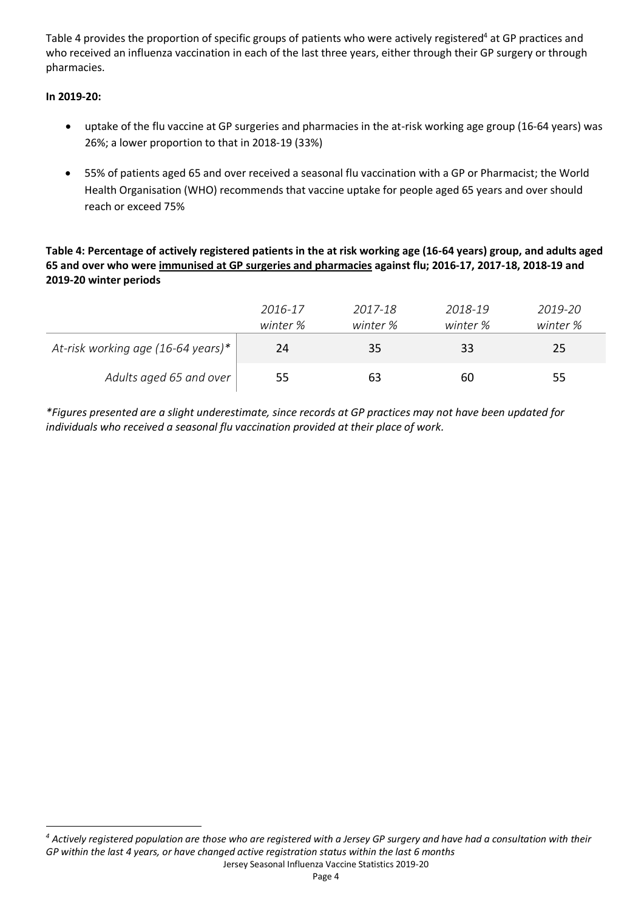Table 4 provides the proportion of specific groups of patients who were actively registered[4] at GP practices and who received an influenza vaccination in each of the last three years, either through their GP surgery or through pharmacies.

**In 2019-20:**

- uptake of the flu vaccine at GP surgeries and pharmacies in the at-risk working age group (16-64 years) was 26%; a lower proportion to that in 2018-19 (33%)
- 55% of patients aged 65 and over received a seasonal flu vaccination with a GP or Pharmacist; the World Health Organisation (WHO) recommends that vaccine uptake for people aged 65 years and over should reach or exceed 75%

**Table 4: Percentage of actively registered patients in the at risk working age (16-64 years) group, and adults aged 65 and over who were immunised at GP surgeries and pharmacies against flu; 2016-17, 2017-18, 2018-19 and 2019-20 winter periods**

| | *2016-17 winter %* | *2017-18 winter %* | *2018-19 winter %* | *2019-20 winter %* |
|---|---|---|---|---|
| *At-risk working age (16-64 years)** | 24 | 35 | 33 | 25 |
| *Adults aged 65 and over* | 55 | 63 | 60 | 55 |

**Figures presented are a slight underestimate, since records at GP practices may not have been updated for individuals who received a seasonal flu vaccination provided at their place of work.*

[4] *Actively registered population are those who are registered with a Jersey GP surgery and have had a consultation with their GP within the last 4 years, or have changed active registration status within the last 6 months*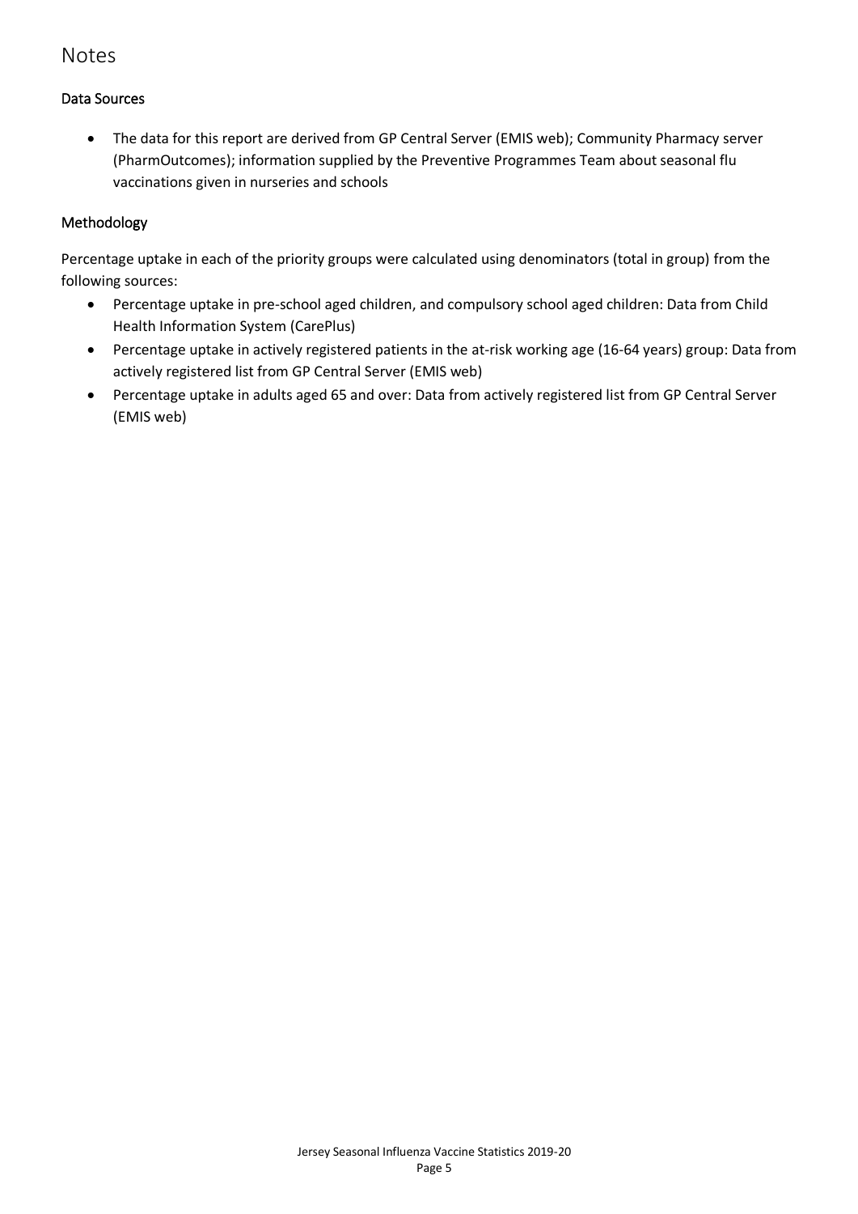# Notes

### Data Sources

- The data for this report are derived from GP Central Server (EMIS web); Community Pharmacy server (PharmOutcomes); information supplied by the Preventive Programmes Team about seasonal flu vaccinations given in nurseries and schools

### Methodology

Percentage uptake in each of the priority groups were calculated using denominators (total in group) from the following sources:

- Percentage uptake in pre-school aged children, and compulsory school aged children: Data from Child Health Information System (CarePlus)
- Percentage uptake in actively registered patients in the at-risk working age (16-64 years) group: Data from actively registered list from GP Central Server (EMIS web)
- Percentage uptake in adults aged 65 and over: Data from actively registered list from GP Central Server (EMIS web)